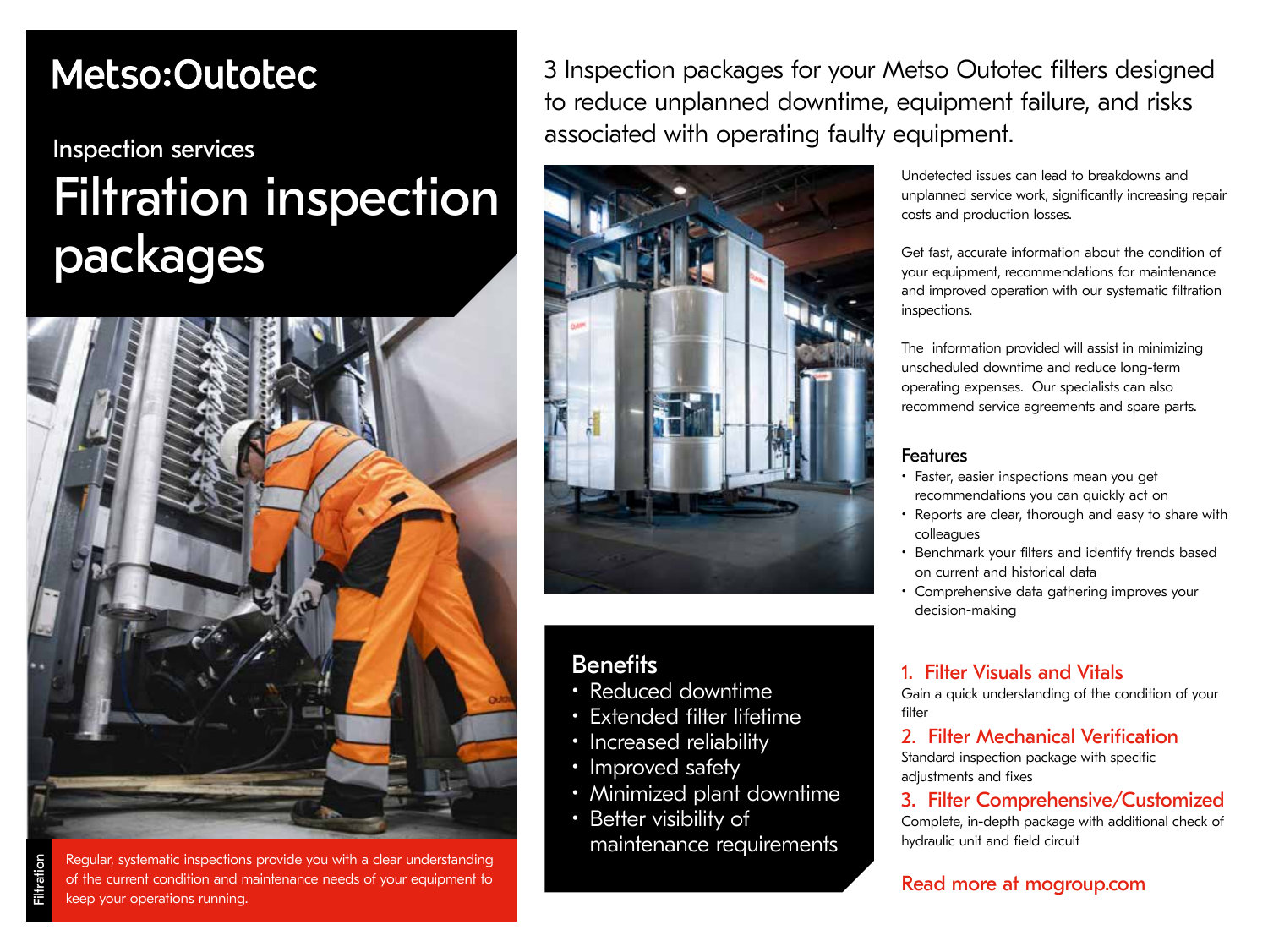Metso:Outotec

## Inspection services

# Filtration inspection packages

Regular, systematic inspections provide you with a clear understanding of the current condition and maintenance needs of your equipment to keep your operations running.

Filtration

3 Inspection packages for your Metso Outotec filters designed to reduce unplanned downtime, equipment failure, and risks associated with operating faulty equipment.

Undetected issues can lead to breakdowns and unplanned service work, significantly increasing repair costs and production losses.

Get fast, accurate information about the condition of your equipment, recommendations for maintenance and improved operation with our systematic filtration inspections.

The information provided will assist in minimizing unscheduled downtime and reduce long-term operating expenses. Our specialists can also recommend service agreements and spare parts.

### Features

- Faster, easier inspections mean you get recommendations you can quickly act on
- Reports are clear, thorough and easy to share with colleagues
- Benchmark your filters and identify trends based on current and historical data
- Comprehensive data gathering improves your decision-making

### Benefits

- Reduced downtime
- Extended filter lifetime
- Increased reliability
- Improved safety
- Minimized plant downtime
- Better visibility of maintenance requirements

### 1. Filter Visuals and Vitals

Gain a quick understanding of the condition of your filter

### 2. Filter Mechanical Verification

Standard inspection package with specific adjustments and fixes

### 3. Filter Comprehensive/Customized

Complete, in-depth package with additional check of hydraulic unit and field circuit

Read more at mogroup.com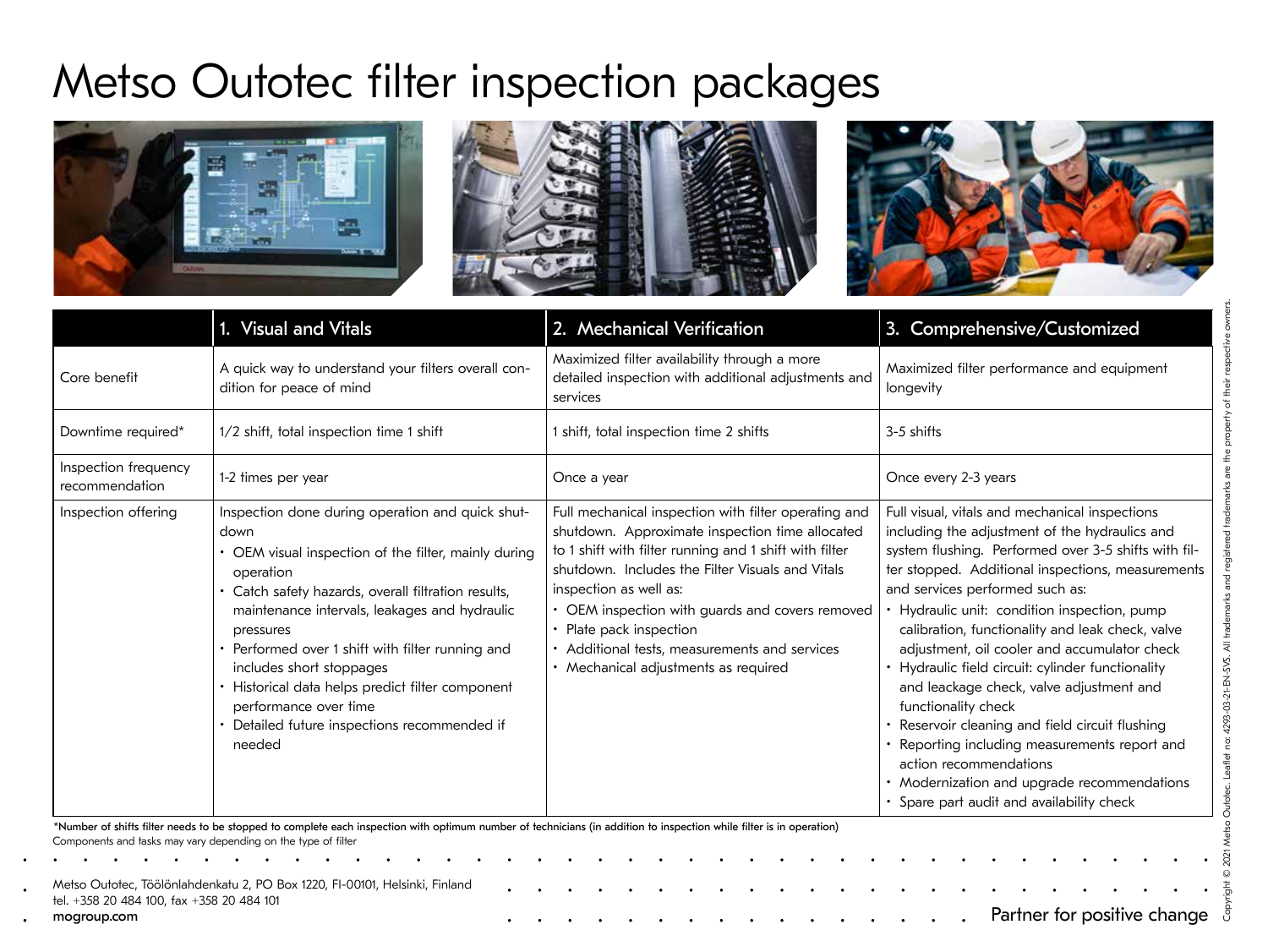# Metso Outotec filter inspection packages

| | 1. Visual and Vitals | 2. Mechanical Verification | 3. Comprehensive/Customized |
|---|---|---|---|
| Core benefit | A quick way to understand your filters overall condition for peace of mind | Maximized filter availability through a more detailed inspection with additional adjustments and services | Maximized filter performance and equipment longevity |
| Downtime required* | 1/2 shift, total inspection time 1 shift | 1 shift, total inspection time 2 shifts | 3-5 shifts |
| Inspection frequency recommendation | 1-2 times per year | Once a year | Once every 2-3 years |
| Inspection offering | Inspection done during operation and quick shutdown<br>• OEM visual inspection of the filter, mainly during operation<br>• Catch safety hazards, overall filtration results, maintenance intervals, leakages and hydraulic pressures<br>• Performed over 1 shift with filter running and includes short stoppages<br>• Historical data helps predict filter component performance over time<br>• Detailed future inspections recommended if needed | Full mechanical inspection with filter operating and shutdown. Approximate inspection time allocated to 1 shift with filter running and 1 shift with filter shutdown. Includes the Filter Visuals and Vitals inspection as well as:<br>• OEM inspection with guards and covers removed<br>• Plate pack inspection<br>• Additional tests, measurements and services<br>• Mechanical adjustments as required | Full visual, vitals and mechanical inspections including the adjustment of the hydraulics and system flushing. Performed over 3-5 shifts with filter stopped. Additional inspections, measurements and services performed such as:<br>• Hydraulic unit: condition inspection, pump calibration, functionality and leak check, valve adjustment, oil cooler and accumulator check<br>• Hydraulic field circuit: cylinder functionality and leackage check, valve adjustment and functionality check<br>• Reservoir cleaning and field circuit flushing<br>• Reporting including measurements report and action recommendations<br>• Modernization and upgrade recommendations<br>• Spare part audit and availability check |

*Number of shifts filter needs to be stopped to complete each inspection with optimum number of technicians (in addition to inspection while filter is in operation)

Components and tasks may vary depending on the type of filter

Metso Outotec, Töölönlahdenkatu 2, PO Box 1220, FI-00101, Helsinki, Finland
tel. +358 20 484 100, fax +358 20 484 101
**mogroup.com**

Partner for positive change

Copyright © 2021 Metso Outotec. Leaflet no: 4293-03-21-EN-SVS. All trademarks and registered trademarks are the property of their respective owners.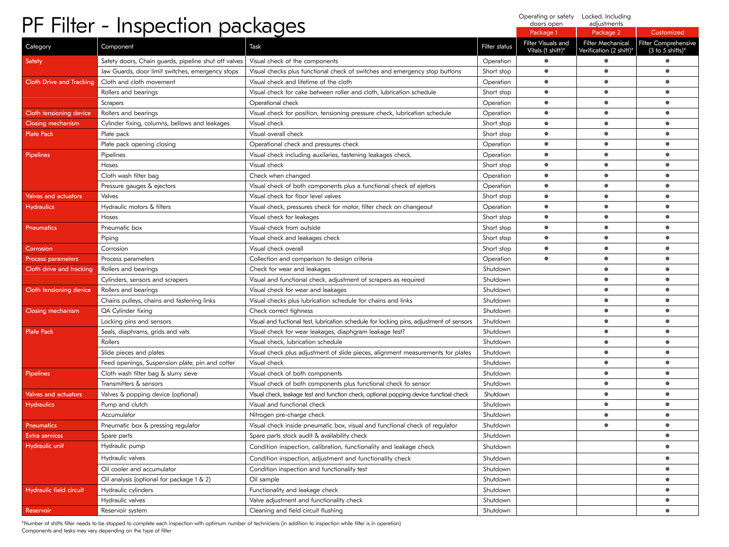# PF Filter - Inspection packages

| Category | Component | Task | Filter status | Operating or safety doors open<br>Package 1<br>Filter Visuals and Vitals (1 shift)* | Locked. Including adjustments<br>Package 2<br>Filter Mechanical Verification (2 shift)* | Customized<br>Filter Comprehensive (3 to 5 shifts)* |
|---|---|---|---|---|---|---|
| Safety | Safety doors, Chain guards, pipeline shut off valves | Visual check of the components | Operation | ● | ● | ● |
| | Jaw Guards, door limit switches, emergency stops | Visual checks plus functional check of switches and emergency stop buttons | Short stop | ● | ● | ● |
| Cloth Drive and Tracking | Cloth and cloth movement | Visual check and lifetime of the cloth | Operation | ● | ● | ● |
| | Rollers and bearings | Visual check for cake between roller and cloth, lubrication schedule | Short stop | ● | ● | ● |
| | Scrapers | Operational check | Operation | ● | ● | ● |
| Cloth tensioning device | Rollers and bearings | Visual check for position, tensioning pressure check, lubrication schedule | Operation | ● | ● | ● |
| Closing mechanism | Cylinder fixing, columns, bellows and leakages | Visual check | Short stop | ● | ● | ● |
| Plate Pack | Plate pack | Visual overall check | Short stop | ● | ● | ● |
| | Plate pack opening closing | Operational check and pressures check | Operation | ● | ● | ● |
| Pipelines | Pipelines | Visual check including auxilaries, fastening leakages check. | Operation | ● | ● | ● |
| | Hoses | Visual check | Short stop | ● | ● | ● |
| | Cloth wash filter bag | Check when changed | Operation | ● | ● | ● |
| | Pressure gauges & ejectors | Visual check of both components plus a functional check of ejetors | Operation | ● | ● | ● |
| Valves and actuators | Valves | Visual check for floor level valves | Short stop | ● | ● | ● |
| Hydraulics | Hydraulic motors & filters | Visual check, pressures check for motor, filter check on changeout | Operation | ● | ● | ● |
| | Hoses | Visual check for leakages | Short stop | ● | ● | ● |
| Pneumatics | Pneumatic box | Visual check from outside | Short stop | ● | ● | ● |
| | Piping | Visual check and leakages check | Short stop | ● | ● | ● |
| Corrosion | Corrosion | Visual check overall | Short stop | ● | ● | ● |
| Process parameters | Process parameters | Collection and comparison to design criteria | Operation | ● | ● | ● |
| Cloth drive and tracking | Rollers and bearings | Check for wear and leakages | Shutdown | | ● | ● |
| | Cylinders, sensors and scrapers | Visual and functional check, adjustment of scrapers as required | Shutdown | | ● | ● |
| Cloth tensioning device | Rollers and bearings | Visual check for wear and leakages | Shutdown | | ● | ● |
| | Chains pulleys, chains and fastening links | Visual checks plus lubrication schedule for chains and links | Shutdown | | ● | ● |
| Closing mechanism | QA Cylinder fixing | Check correct tighness | Shutdown | | ● | ● |
| | Locking pins and sensors | Visual and fuctional test, lubrication schedule for locking pins, adjustment of sensors | Shutdown | | ● | ● |
| Plate Pack | Seals, diaphrams, grids and vats | Visual check for wear leakages, diaphgram leakage test? | Shutdown | | ● | ● |
| | Rollers | Visual check, lubrication schedule | Shutdown | | ● | ● |
| | Slide pieces and plates | Visual check plus adjustment of slide pieces, alignment measurements for plates | Shutdown | | ● | ● |
| | Feed openings, Suspension plate, pin and cotter | Visual check | Shutdown | | ● | ● |
| Pipelines | Cloth wash filter bag & slurry sieve | Visual check of both components | Shutdown | | ● | ● |
| | Transmitters & sensors | Visual check of both components plus functional check fo sensor | Shutdown | | ● | ● |
| Valves and actuators | Valves & popping device (optional) | Visual check, leakage test and function check, optional popping device functioal check | Shutdown | | ● | ● |
| Hydraulics | Pump and clutch | Visual and functional check | Shutdown | | ● | ● |
| | Accumulator | Nitrogen pre-charge check | Shutdown | | ● | ● |
| Pneumatics | Pneumatic box & pressing regulator | Visual check inside pneumatic box, visual and functional check of regulator | Shutdown | | ● | ● |
| Extra services | Spare parts | Spare parts stock audit & availability check | Shutdown | | | ● |
| Hydraulic unit | Hydraulic pump | Condition inspection, calibration, functionality and leakage check | Shutdown | | | ● |
| | Hydraulic valves | Condition inspection, adjustment and functionality check | Shutdown | | | ● |
| | Oil cooler and accumulator | Condition inspection and functionality test | Shutdown | | | ● |
| | Oil analysis (optional for package 1 & 2) | Oil sample | Shutdown | | | ● |
| Hydraulic field circuit | Hydraulic cylinders | Functionality and leakage check | Shutdown | | | ● |
| | Hydraulic valves | Valve adjustment and functionality check | Shutdown | | | ● |
| Reservoir | Reservoir system | Cleaning and field circuit flushing | Shutdown | | | ● |

*Number of shifts filter needs to be stopped to complete each inspection with optimum number of technicians (in addition to inspection while filter is in operation)
Components and tasks may vary depending on the type of filter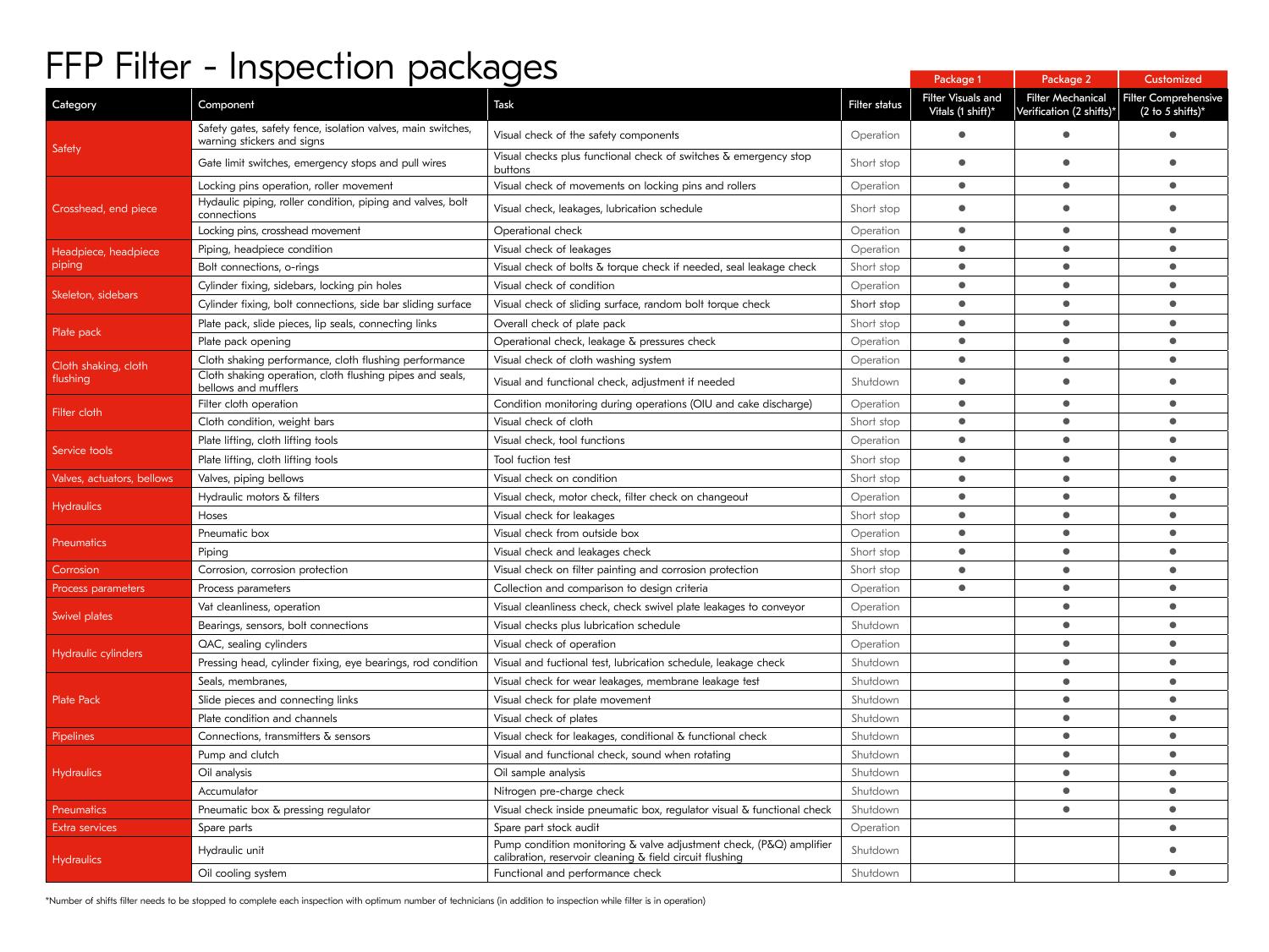# FFP Filter - Inspection packages

| Category | Component | Task | Filter status | Package 1<br>Filter Visuals and Vitals (1 shift)* | Package 2<br>Filter Mechanical Verification (2 shifts)* | Customized<br>Filter Comprehensive (2 to 5 shifts)* |
|---|---|---|---|---|---|---|
| Safety | Safety gates, safety fence, isolation valves, main switches, warning stickers and signs | Visual check of the safety components | Operation | ● | ● | ● |
| | Gate limit switches, emergency stops and pull wires | Visual checks plus functional check of switches & emergency stop buttons | Short stop | ● | ● | ● |
| Crosshead, end piece | Locking pins operation, roller movement | Visual check of movements on locking pins and rollers | Operation | ● | ● | ● |
| | Hydaulic piping, roller condition, piping and valves, bolt connections | Visual check, leakages, lubrication schedule | Short stop | ● | ● | ● |
| | Locking pins, crosshead movement | Operational check | Operation | ● | ● | ● |
| Headpiece, headpiece piping | Piping, headpiece condition | Visual check of leakages | Operation | ● | ● | ● |
| | Bolt connections, o-rings | Visual check of bolts & torque check if needed, seal leakage check | Short stop | ● | ● | ● |
| Skeleton, sidebars | Cylinder fixing, sidebars, locking pin holes | Visual check of condition | Operation | ● | ● | ● |
| | Cylinder fixing, bolt connections, side bar sliding surface | Visual check of sliding surface, random bolt torque check | Short stop | ● | ● | ● |
| Plate pack | Plate pack, slide pieces, lip seals, connecting links | Overall check of plate pack | Short stop | ● | ● | ● |
| | Plate pack opening | Operational check, leakage & pressures check | Operation | ● | ● | ● |
| Cloth shaking, cloth flushing | Cloth shaking performance, cloth flushing performance | Visual check of cloth washing system | Operation | ● | ● | ● |
| | Cloth shaking operation, cloth flushing pipes and seals, bellows and mufflers | Visual and functional check, adjustment if needed | Shutdown | ● | ● | ● |
| Filter cloth | Filter cloth operation | Condition monitoring during operations (OIU and cake discharge) | Operation | ● | ● | ● |
| | Cloth condition, weight bars | Visual check of cloth | Short stop | ● | ● | ● |
| Service tools | Plate lifting, cloth lifting tools | Visual check, tool functions | Operation | ● | ● | ● |
| | Plate lifting, cloth lifting tools | Tool fuction test | Short stop | ● | ● | ● |
| Valves, actuators, bellows | Valves, piping bellows | Visual check on condition | Short stop | ● | ● | ● |
| Hydraulics | Hydraulic motors & filters | Visual check, motor check, filter check on changeout | Operation | ● | ● | ● |
| | Hoses | Visual check for leakages | Short stop | ● | ● | ● |
| Pneumatics | Pneumatic box | Visual check from outside box | Operation | ● | ● | ● |
| | Piping | Visual check and leakages check | Short stop | ● | ● | ● |
| Corrosion | Corrosion, corrosion protection | Visual check on filter painting and corrosion protection | Short stop | ● | ● | ● |
| Process parameters | Process parameters | Collection and comparison to design criteria | Operation | ● | ● | ● |
| Swivel plates | Vat cleanliness, operation | Visual cleanliness check, check swivel plate leakages to conveyor | Operation | | ● | ● |
| | Bearings, sensors, bolt connections | Visual checks plus lubrication schedule | Shutdown | | ● | ● |
| Hydraulic cylinders | QAC, sealing cylinders | Visual check of operation | Operation | | ● | ● |
| | Pressing head, cylinder fixing, eye bearings, rod condition | Visual and fuctional test, lubrication schedule, leakage check | Shutdown | | ● | ● |
| Plate Pack | Seals, membranes, | Visual check for wear leakages, membrane leakage test | Shutdown | | ● | ● |
| | Slide pieces and connecting links | Visual check for plate movement | Shutdown | | ● | ● |
| | Plate condition and channels | Visual check of plates | Shutdown | | ● | ● |
| Pipelines | Connections, transmitters & sensors | Visual check for leakages, conditional & functional check | Shutdown | | ● | ● |
| Hydraulics | Pump and clutch | Visual and functional check, sound when rotating | Shutdown | | ● | ● |
| | Oil analysis | Oil sample analysis | Shutdown | | ● | ● |
| | Accumulator | Nitrogen pre-charge check | Shutdown | | ● | ● |
| Pneumatics | Pneumatic box & pressing regulator | Visual check inside pneumatic box, regulator visual & functional check | Shutdown | | ● | ● |
| Extra services | Spare parts | Spare part stock audit | Operation | | | ● |
| Hydraulics | Hydraulic unit | Pump condition monitoring & valve adjustment check, (P&Q) amplifier calibration, reservoir cleaning & field circuit flushing | Shutdown | | | ● |
| | Oil cooling system | Functional and performance check | Shutdown | | | ● |

*Number of shifts filter needs to be stopped to complete each inspection with optimum number of technicians (in addition to inspection while filter is in operation)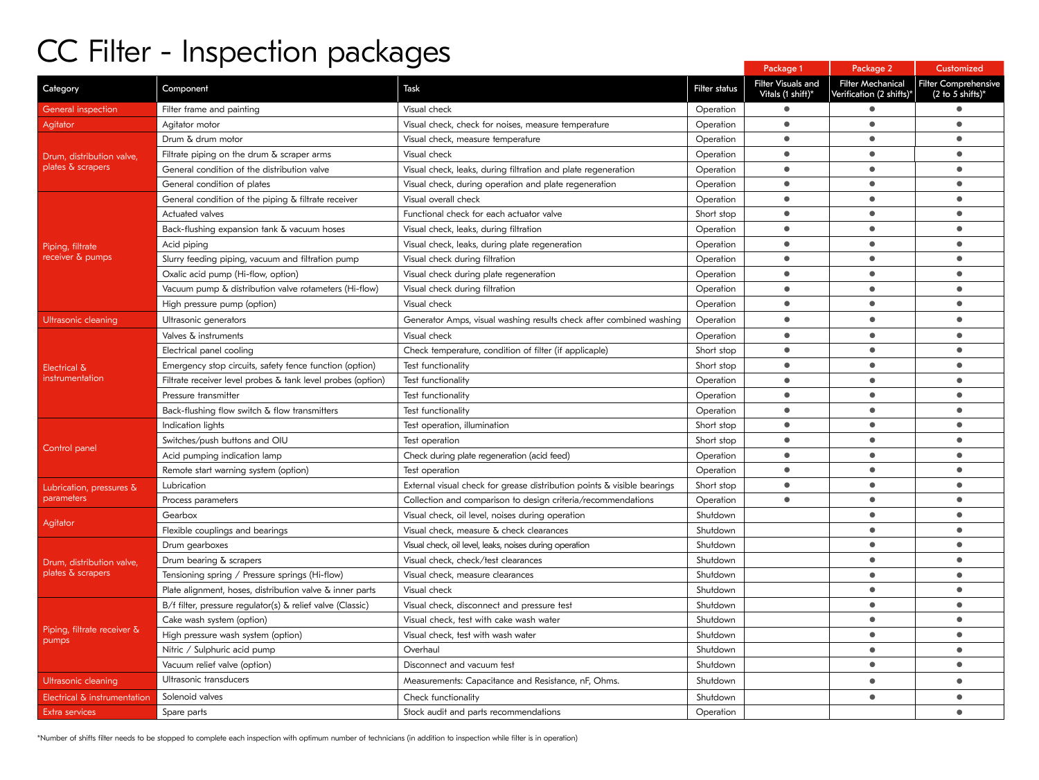# CC Filter - Inspection packages

| Category | Component | Task | Filter status | Package 1<br>Filter Visuals and Vitals (1 shift)* | Package 2<br>Filter Mechanical Verification (2 shifts)* | Customized<br>Filter Comprehensive (2 to 5 shifts)* |
|---|---|---|---|---|---|---|
| General inspection | Filter frame and painting | Visual check | Operation | ● | ● | ● |
| Agitator | Agitator motor | Visual check, check for noises, measure temperature | Operation | ● | ● | ● |
| Drum, distribution valve, plates & scrapers | Drum & drum motor | Visual check, measure temperature | Operation | ● | ● | ● |
| | Filtrate piping on the drum & scraper arms | Visual check | Operation | ● | ● | ● |
| | General condition of the distribution valve | Visual check, leaks, during filtration and plate regeneration | Operation | ● | ● | ● |
| | General condition of plates | Visual check, during operation and plate regeneration | Operation | ● | ● | ● |
| Piping, filtrate receiver & pumps | General condition of the piping & filtrate receiver | Visual overall check | Operation | ● | ● | ● |
| | Actuated valves | Functional check for each actuator valve | Short stop | ● | ● | ● |
| | Back-flushing expansion tank & vacuum hoses | Visual check, leaks, during filtration | Operation | ● | ● | ● |
| | Acid piping | Visual check, leaks, during plate regeneration | Operation | ● | ● | ● |
| | Slurry feeding piping, vacuum and filtration pump | Visual check during filtration | Operation | ● | ● | ● |
| | Oxalic acid pump (Hi-flow, option) | Visual check during plate regeneration | Operation | ● | ● | ● |
| | Vacuum pump & distribution valve rotameters (Hi-flow) | Visual check during filtration | Operation | ● | ● | ● |
| | High pressure pump (option) | Visual check | Operation | ● | ● | ● |
| Ultrasonic cleaning | Ultrasonic generators | Generator Amps, visual washing results check after combined washing | Operation | ● | ● | ● |
| Electrical & instrumentation | Valves & instruments | Visual check | Operation | ● | ● | ● |
| | Electrical panel cooling | Check temperature, condition of filter (if applicable) | Short stop | ● | ● | ● |
| | Emergency stop circuits, safety fence function (option) | Test functionality | Short stop | ● | ● | ● |
| | Filtrate receiver level probes & tank level probes (option) | Test functionality | Operation | ● | ● | ● |
| | Pressure transmitter | Test functionality | Operation | ● | ● | ● |
| | Back-flushing flow switch & flow transmitters | Test functionality | Operation | ● | ● | ● |
| Control panel | Indication lights | Test operation, illumination | Short stop | ● | ● | ● |
| | Switches/push buttons and OIU | Test operation | Short stop | ● | ● | ● |
| | Acid pumping indication lamp | Check during plate regeneration (acid feed) | Operation | ● | ● | ● |
| | Remote start warning system (option) | Test operation | Operation | ● | ● | ● |
| Lubrication, pressures & parameters | Lubrication | External visual check for grease distribution points & visible bearings | Short stop | ● | ● | ● |
| | Process parameters | Collection and comparison to design criteria/recommendations | Operation | ● | ● | ● |
| Agitator | Gearbox | Visual check, oil level, noises during operation | Shutdown | | ● | ● |
| | Flexible couplings and bearings | Visual check, measure & check clearances | Shutdown | | ● | ● |
| Drum, distribution valve, plates & scrapers | Drum gearboxes | Visual check, oil level, leaks, noises during operation | Shutdown | | ● | ● |
| | Drum bearing & scrapers | Visual check, check/test clearances | Shutdown | | ● | ● |
| | Tensioning spring / Pressure springs (Hi-flow) | Visual check, measure clearances | Shutdown | | ● | ● |
| | Plate alignment, hoses, distribution valve & inner parts | Visual check | Shutdown | | ● | ● |
| Piping, filtrate receiver & pumps | B/f filter, pressure regulator(s) & relief valve (Classic) | Visual check, disconnect and pressure test | Shutdown | | ● | ● |
| | Cake wash system (option) | Visual check, test with cake wash water | Shutdown | | ● | ● |
| | High pressure wash system (option) | Visual check, test with wash water | Shutdown | | ● | ● |
| | Nitric / Sulphuric acid pump | Overhaul | Shutdown | | ● | ● |
| | Vacuum relief valve (option) | Disconnect and vacuum test | Shutdown | | ● | ● |
| Ultrasonic cleaning | Ultrasonic transducers | Measurements: Capacitance and Resistance, nF, Ohms. | Shutdown | | ● | ● |
| Electrical & instrumentation | Solenoid valves | Check functionality | Shutdown | | ● | ● |
| Extra services | Spare parts | Stock audit and parts recommendations | Operation | | | ● |

*Number of shifts filter needs to be stopped to complete each inspection with optimum number of technicians (in addition to inspection while filter is in operation)